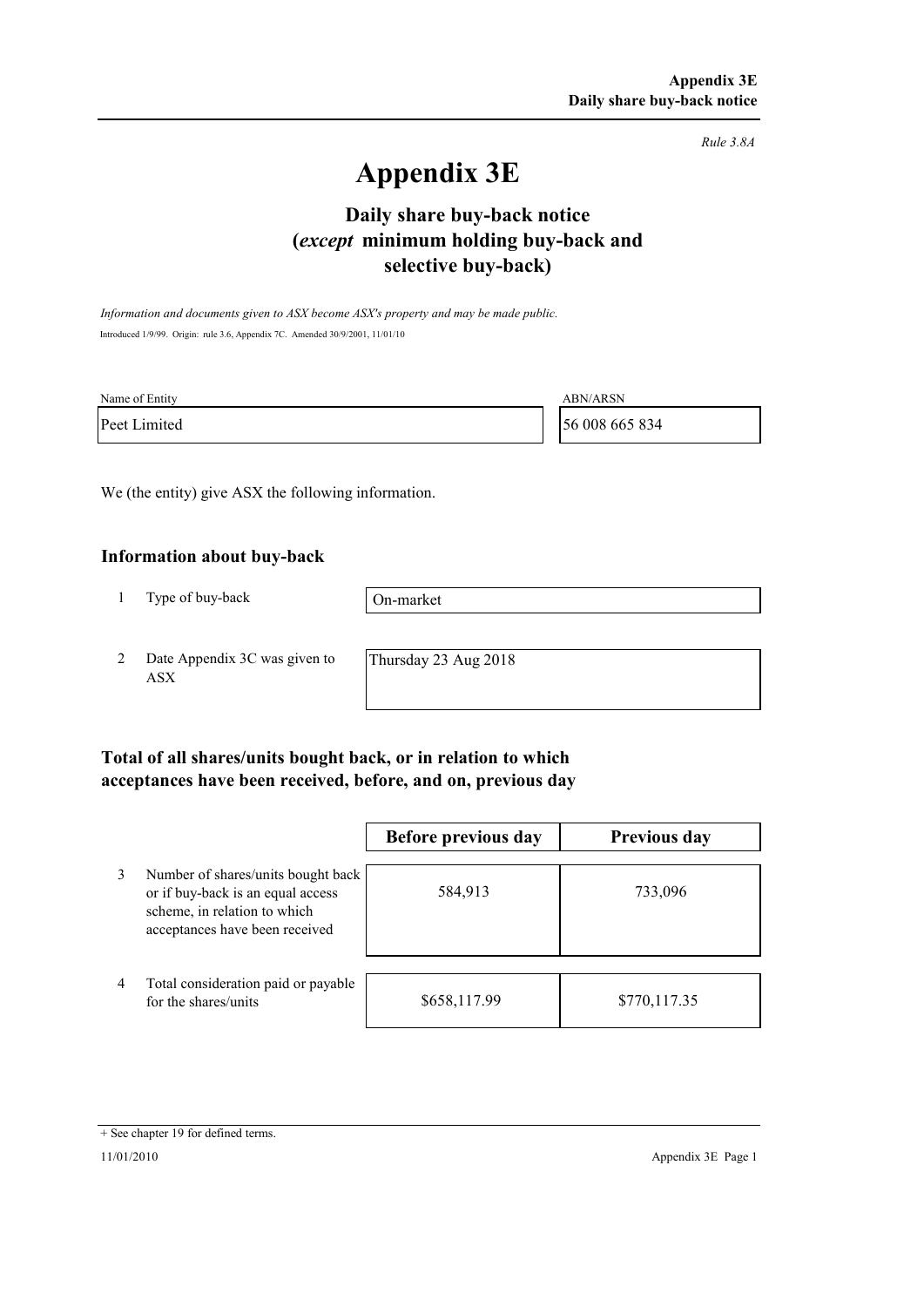*Rule 3.8A*

# Appendix 3E

## Daily share buy-back notice (*except* minimum holding buy-back and selective buy-back)

*Information and documents given to ASX become ASX's property and may be made public.*

Introduced 1/9/99. Origin: rule 3.6, Appendix 7C. Amended 30/9/2001, 11/01/10

| Name of Entity | ABN/ARSN |
|---|---|
| Peet Limited | 56 008 665 834 |

We (the entity) give ASX the following information.

### Information about buy-back

| | | |
|---|---|---|
| 1 | Type of buy-back | On-market |
| 2 | Date Appendix 3C was given to ASX | Thursday 23 Aug 2018 |

### Total of all shares/units bought back, or in relation to which acceptances have been received, before, and on, previous day

| | | Before previous day | Previous day |
|---|---|---|---|
| 3 | Number of shares/units bought back or if buy-back is an equal access scheme, in relation to which acceptances have been received | 584,913 | 733,096 |
| 4 | Total consideration paid or payable for the shares/units | $658,117.99 | $770,117.35 |

+ See chapter 19 for defined terms.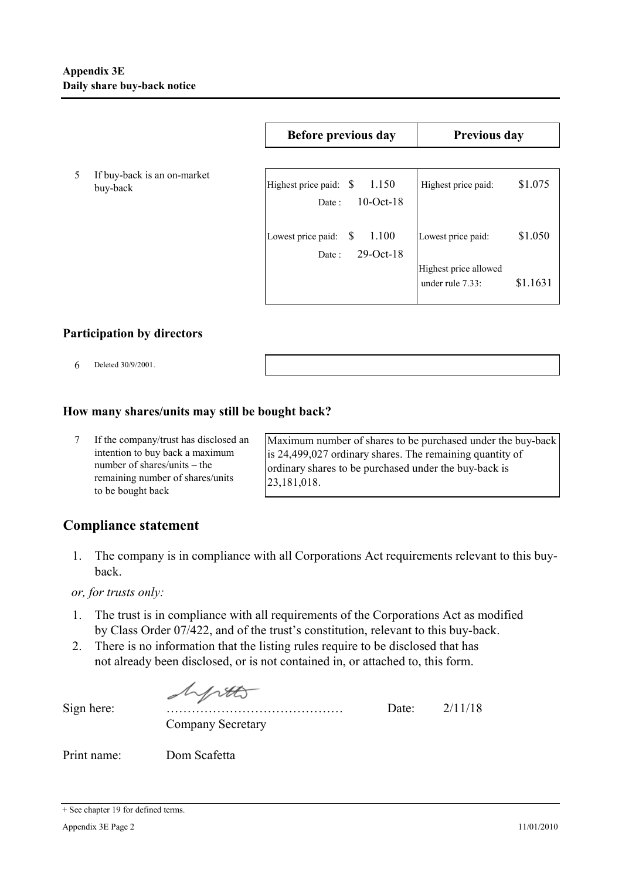**Appendix 3E**
**Daily share buy-back notice**

| | Before previous day | Previous day |
|---|---|---|
| 5 If buy-back is an on-market buy-back | Highest price paid: $ 1.150<br>Date : 10-Oct-18<br><br>Lowest price paid: $ 1.100<br>Date : 29-Oct-18 | Highest price paid: $1.075<br><br>Lowest price paid: $1.050<br><br>Highest price allowed under rule 7.33: $1.1631 |

### Participation by directors

| | |
|---|---|
| 6 Deleted 30/9/2001. | |

### How many shares/units may still be bought back?

| | |
|---|---|
| 7 If the company/trust has disclosed an intention to buy back a maximum number of shares/units – the remaining number of shares/units to be bought back | Maximum number of shares to be purchased under the buy-back is 24,499,027 ordinary shares. The remaining quantity of ordinary shares to be purchased under the buy-back is 23,181,018. |

## Compliance statement

1. The company is in compliance with all Corporations Act requirements relevant to this buy-back.

*or, for trusts only:*

1. The trust is in compliance with all requirements of the Corporations Act as modified by Class Order 07/422, and of the trust's constitution, relevant to this buy-back.
2. There is no information that the listing rules require to be disclosed that has not already been disclosed, or is not contained in, or attached to, this form.

Sign here: ……………………………………  Date: 2/11/18
Company Secretary

Print name: Dom Scafetta

+ See chapter 19 for defined terms.